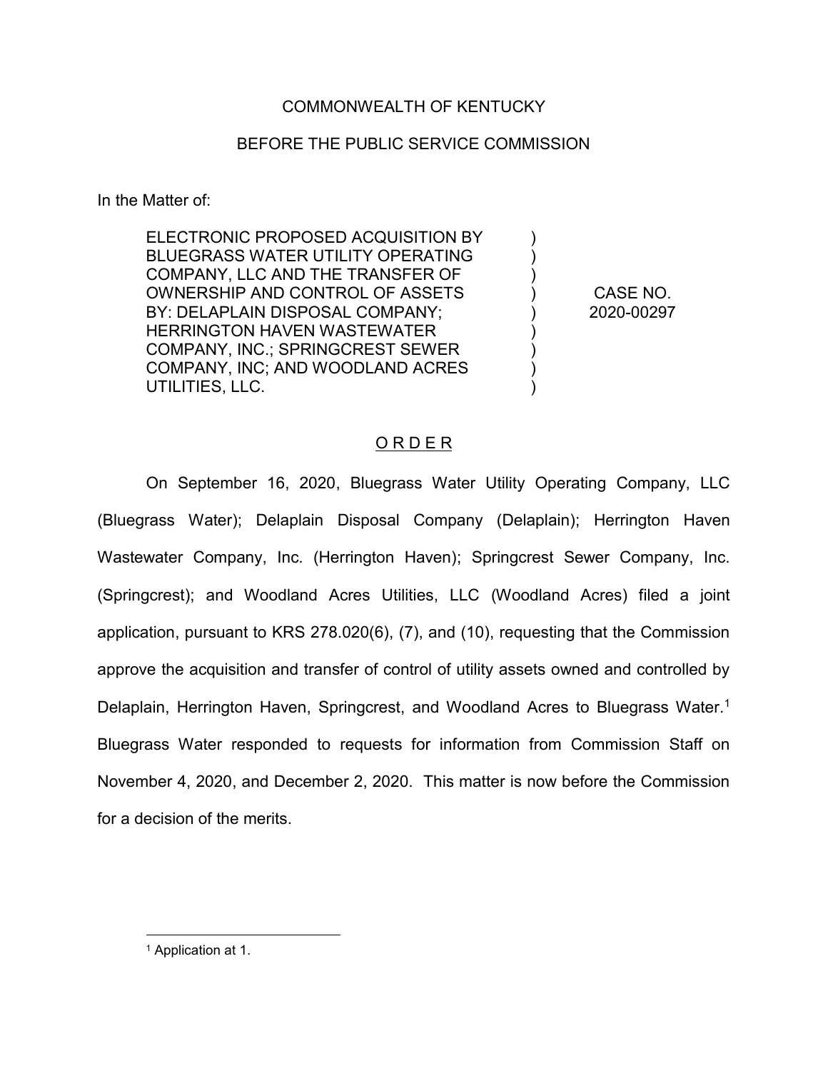COMMONWEALTH OF KENTUCKY

BEFORE THE PUBLIC SERVICE COMMISSION

In the Matter of:

| | | |
|---|---|---|
| ELECTRONIC PROPOSED ACQUISITION BY BLUEGRASS WATER UTILITY OPERATING COMPANY, LLC AND THE TRANSFER OF OWNERSHIP AND CONTROL OF ASSETS BY: DELAPLAIN DISPOSAL COMPANY; HERRINGTON HAVEN WASTEWATER COMPANY, INC.; SPRINGCREST SEWER COMPANY, INC; AND WOODLAND ACRES UTILITIES, LLC. | ) ) ) ) ) ) ) ) ) | CASE NO. 2020-00297 |

## O R D E R

On September 16, 2020, Bluegrass Water Utility Operating Company, LLC (Bluegrass Water); Delaplain Disposal Company (Delaplain); Herrington Haven Wastewater Company, Inc. (Herrington Haven); Springcrest Sewer Company, Inc. (Springcrest); and Woodland Acres Utilities, LLC (Woodland Acres) filed a joint application, pursuant to KRS 278.020(6), (7), and (10), requesting that the Commission approve the acquisition and transfer of control of utility assets owned and controlled by Delaplain, Herrington Haven, Springcrest, and Woodland Acres to Bluegrass Water.[1] Bluegrass Water responded to requests for information from Commission Staff on November 4, 2020, and December 2, 2020. This matter is now before the Commission for a decision of the merits.

[1] Application at 1.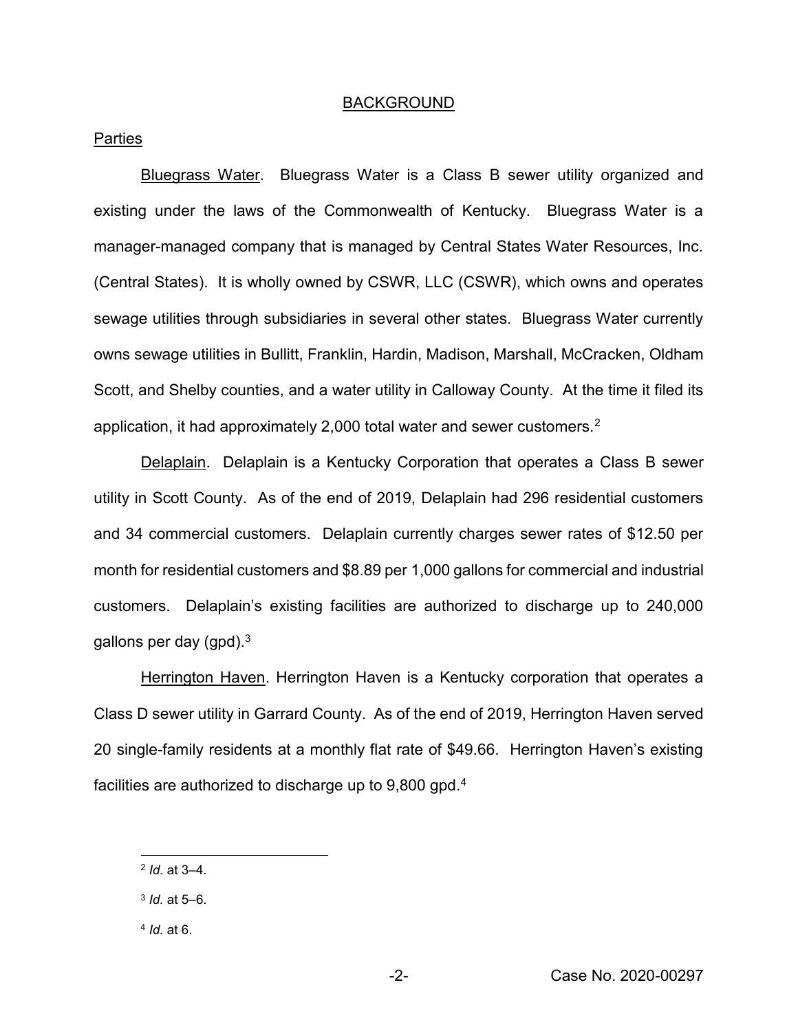## BACKGROUND

### Parties

Bluegrass Water. Bluegrass Water is a Class B sewer utility organized and existing under the laws of the Commonwealth of Kentucky. Bluegrass Water is a manager-managed company that is managed by Central States Water Resources, Inc. (Central States). It is wholly owned by CSWR, LLC (CSWR), which owns and operates sewage utilities through subsidiaries in several other states. Bluegrass Water currently owns sewage utilities in Bullitt, Franklin, Hardin, Madison, Marshall, McCracken, Oldham Scott, and Shelby counties, and a water utility in Calloway County. At the time it filed its application, it had approximately 2,000 total water and sewer customers.[2]

Delaplain. Delaplain is a Kentucky Corporation that operates a Class B sewer utility in Scott County. As of the end of 2019, Delaplain had 296 residential customers and 34 commercial customers. Delaplain currently charges sewer rates of $12.50 per month for residential customers and $8.89 per 1,000 gallons for commercial and industrial customers. Delaplain's existing facilities are authorized to discharge up to 240,000 gallons per day (gpd).[3]

Herrington Haven. Herrington Haven is a Kentucky corporation that operates a Class D sewer utility in Garrard County. As of the end of 2019, Herrington Haven served 20 single-family residents at a monthly flat rate of $49.66. Herrington Haven's existing facilities are authorized to discharge up to 9,800 gpd.[4]

---

[2] *Id.* at 3–4.

[3] *Id.* at 5–6.

[4] *Id.* at 6.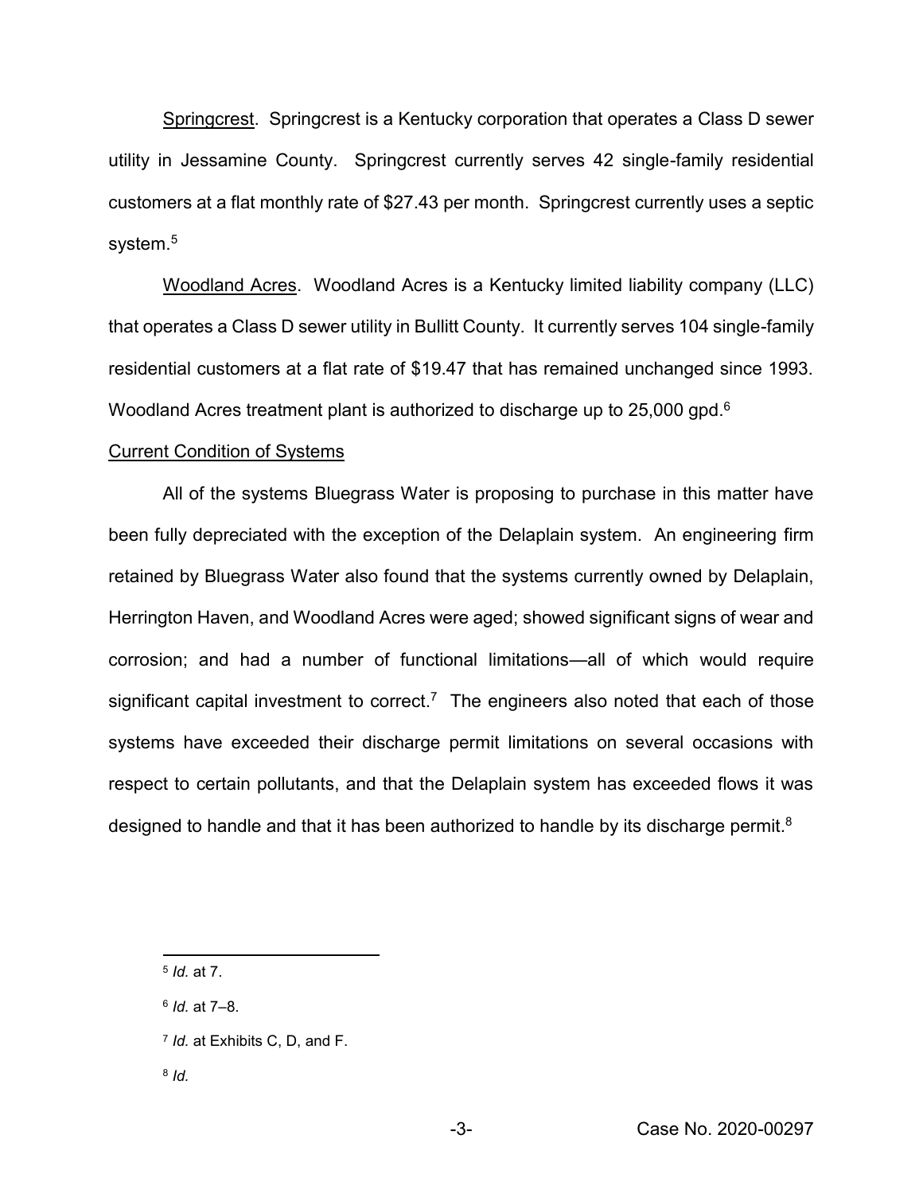Springcrest. Springcrest is a Kentucky corporation that operates a Class D sewer utility in Jessamine County. Springcrest currently serves 42 single-family residential customers at a flat monthly rate of $27.43 per month. Springcrest currently uses a septic system.[5]

Woodland Acres. Woodland Acres is a Kentucky limited liability company (LLC) that operates a Class D sewer utility in Bullitt County. It currently serves 104 single-family residential customers at a flat rate of $19.47 that has remained unchanged since 1993. Woodland Acres treatment plant is authorized to discharge up to 25,000 gpd.[6]

Current Condition of Systems

All of the systems Bluegrass Water is proposing to purchase in this matter have been fully depreciated with the exception of the Delaplain system. An engineering firm retained by Bluegrass Water also found that the systems currently owned by Delaplain, Herrington Haven, and Woodland Acres were aged; showed significant signs of wear and corrosion; and had a number of functional limitations—all of which would require significant capital investment to correct.[7] The engineers also noted that each of those systems have exceeded their discharge permit limitations on several occasions with respect to certain pollutants, and that the Delaplain system has exceeded flows it was designed to handle and that it has been authorized to handle by its discharge permit.[8]

---

[5] *Id.* at 7.

[6] *Id.* at 7–8.

[7] *Id.* at Exhibits C, D, and F.

[8] *Id.*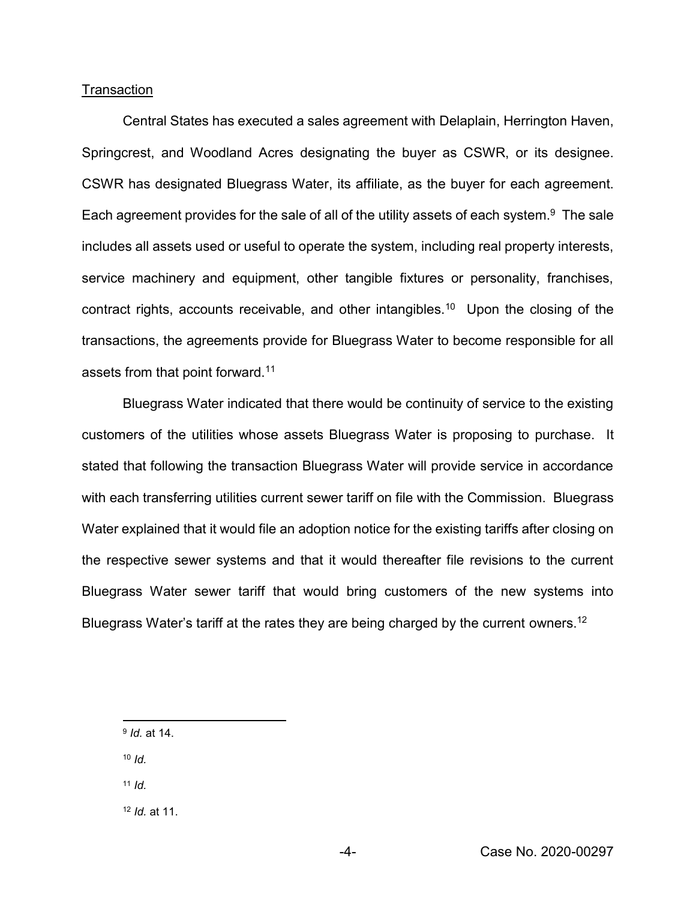Transaction

Central States has executed a sales agreement with Delaplain, Herrington Haven, Springcrest, and Woodland Acres designating the buyer as CSWR, or its designee. CSWR has designated Bluegrass Water, its affiliate, as the buyer for each agreement. Each agreement provides for the sale of all of the utility assets of each system.[9] The sale includes all assets used or useful to operate the system, including real property interests, service machinery and equipment, other tangible fixtures or personality, franchises, contract rights, accounts receivable, and other intangibles.[10] Upon the closing of the transactions, the agreements provide for Bluegrass Water to become responsible for all assets from that point forward.[11]

Bluegrass Water indicated that there would be continuity of service to the existing customers of the utilities whose assets Bluegrass Water is proposing to purchase. It stated that following the transaction Bluegrass Water will provide service in accordance with each transferring utilities current sewer tariff on file with the Commission. Bluegrass Water explained that it would file an adoption notice for the existing tariffs after closing on the respective sewer systems and that it would thereafter file revisions to the current Bluegrass Water sewer tariff that would bring customers of the new systems into Bluegrass Water's tariff at the rates they are being charged by the current owners.[12]

---

[9] *Id.* at 14.

[10] *Id.*

[11] *Id.*

[12] *Id.* at 11.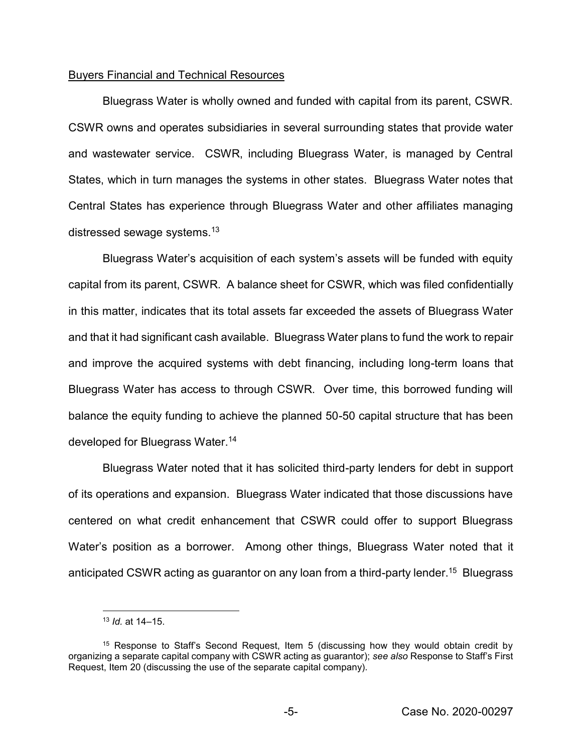Buyers Financial and Technical Resources

Bluegrass Water is wholly owned and funded with capital from its parent, CSWR. CSWR owns and operates subsidiaries in several surrounding states that provide water and wastewater service. CSWR, including Bluegrass Water, is managed by Central States, which in turn manages the systems in other states. Bluegrass Water notes that Central States has experience through Bluegrass Water and other affiliates managing distressed sewage systems.[13]

Bluegrass Water's acquisition of each system's assets will be funded with equity capital from its parent, CSWR. A balance sheet for CSWR, which was filed confidentially in this matter, indicates that its total assets far exceeded the assets of Bluegrass Water and that it had significant cash available. Bluegrass Water plans to fund the work to repair and improve the acquired systems with debt financing, including long-term loans that Bluegrass Water has access to through CSWR. Over time, this borrowed funding will balance the equity funding to achieve the planned 50-50 capital structure that has been developed for Bluegrass Water.[14]

Bluegrass Water noted that it has solicited third-party lenders for debt in support of its operations and expansion. Bluegrass Water indicated that those discussions have centered on what credit enhancement that CSWR could offer to support Bluegrass Water's position as a borrower. Among other things, Bluegrass Water noted that it anticipated CSWR acting as guarantor on any loan from a third-party lender.[15] Bluegrass

---

[13] *Id.* at 14–15.

[15] Response to Staff's Second Request, Item 5 (discussing how they would obtain credit by organizing a separate capital company with CSWR acting as guarantor); *see also* Response to Staff's First Request, Item 20 (discussing the use of the separate capital company).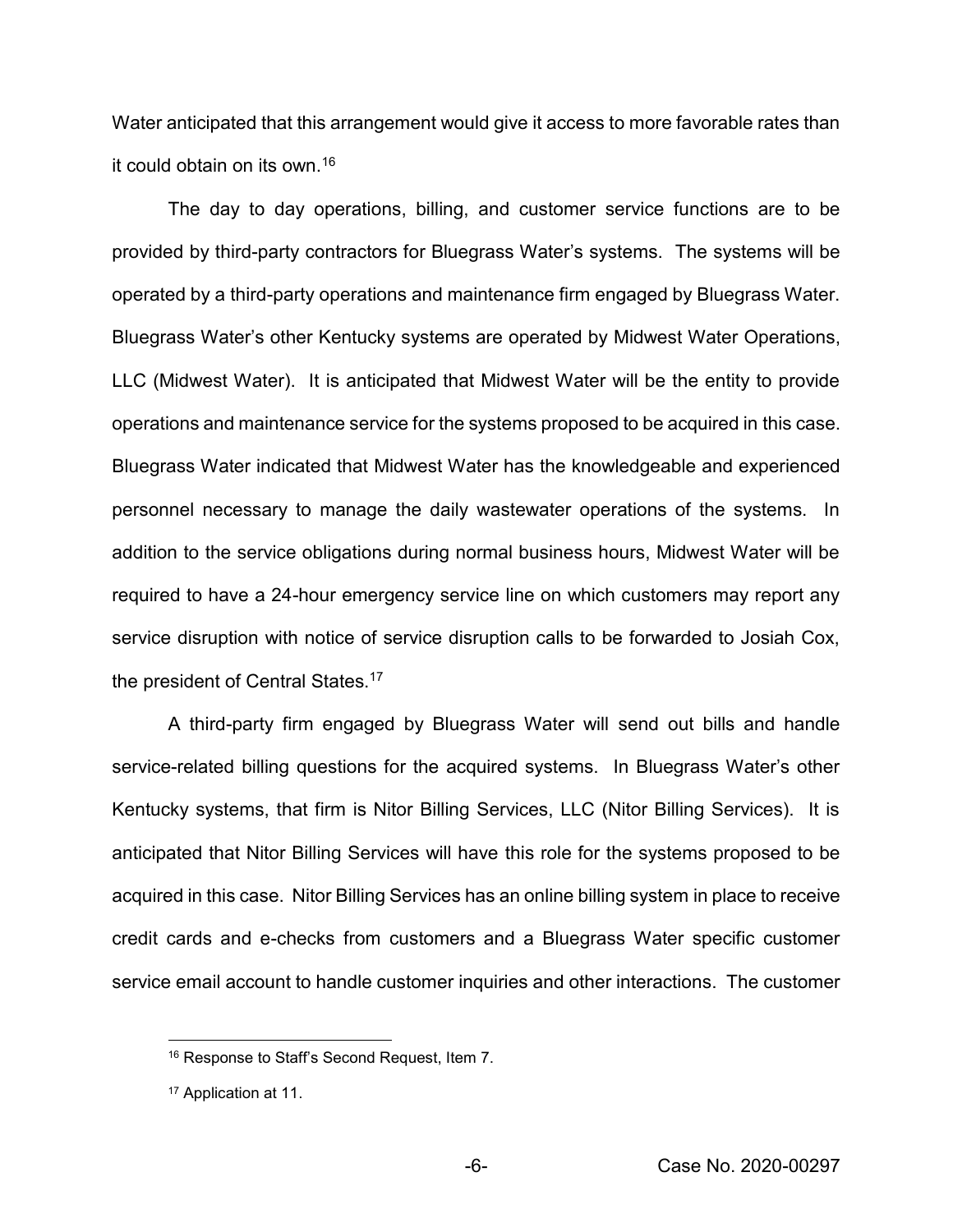Water anticipated that this arrangement would give it access to more favorable rates than it could obtain on its own.[16]

The day to day operations, billing, and customer service functions are to be provided by third-party contractors for Bluegrass Water's systems. The systems will be operated by a third-party operations and maintenance firm engaged by Bluegrass Water. Bluegrass Water's other Kentucky systems are operated by Midwest Water Operations, LLC (Midwest Water). It is anticipated that Midwest Water will be the entity to provide operations and maintenance service for the systems proposed to be acquired in this case. Bluegrass Water indicated that Midwest Water has the knowledgeable and experienced personnel necessary to manage the daily wastewater operations of the systems. In addition to the service obligations during normal business hours, Midwest Water will be required to have a 24-hour emergency service line on which customers may report any service disruption with notice of service disruption calls to be forwarded to Josiah Cox, the president of Central States.[17]

A third-party firm engaged by Bluegrass Water will send out bills and handle service-related billing questions for the acquired systems. In Bluegrass Water's other Kentucky systems, that firm is Nitor Billing Services, LLC (Nitor Billing Services). It is anticipated that Nitor Billing Services will have this role for the systems proposed to be acquired in this case. Nitor Billing Services has an online billing system in place to receive credit cards and e-checks from customers and a Bluegrass Water specific customer service email account to handle customer inquiries and other interactions. The customer

---

[16] Response to Staff's Second Request, Item 7.

[17] Application at 11.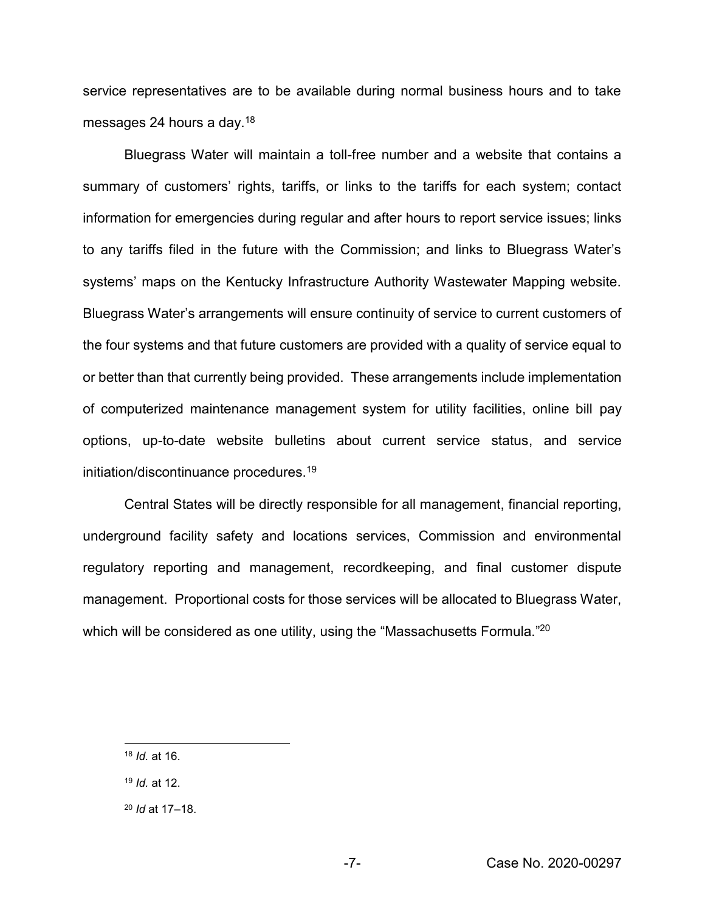service representatives are to be available during normal business hours and to take messages 24 hours a day.[18]

Bluegrass Water will maintain a toll-free number and a website that contains a summary of customers' rights, tariffs, or links to the tariffs for each system; contact information for emergencies during regular and after hours to report service issues; links to any tariffs filed in the future with the Commission; and links to Bluegrass Water's systems' maps on the Kentucky Infrastructure Authority Wastewater Mapping website. Bluegrass Water's arrangements will ensure continuity of service to current customers of the four systems and that future customers are provided with a quality of service equal to or better than that currently being provided. These arrangements include implementation of computerized maintenance management system for utility facilities, online bill pay options, up-to-date website bulletins about current service status, and service initiation/discontinuance procedures.[19]

Central States will be directly responsible for all management, financial reporting, underground facility safety and locations services, Commission and environmental regulatory reporting and management, recordkeeping, and final customer dispute management. Proportional costs for those services will be allocated to Bluegrass Water, which will be considered as one utility, using the "Massachusetts Formula."[20]

---

[18] *Id.* at 16.

[19] *Id.* at 12.

[20] *Id* at 17–18.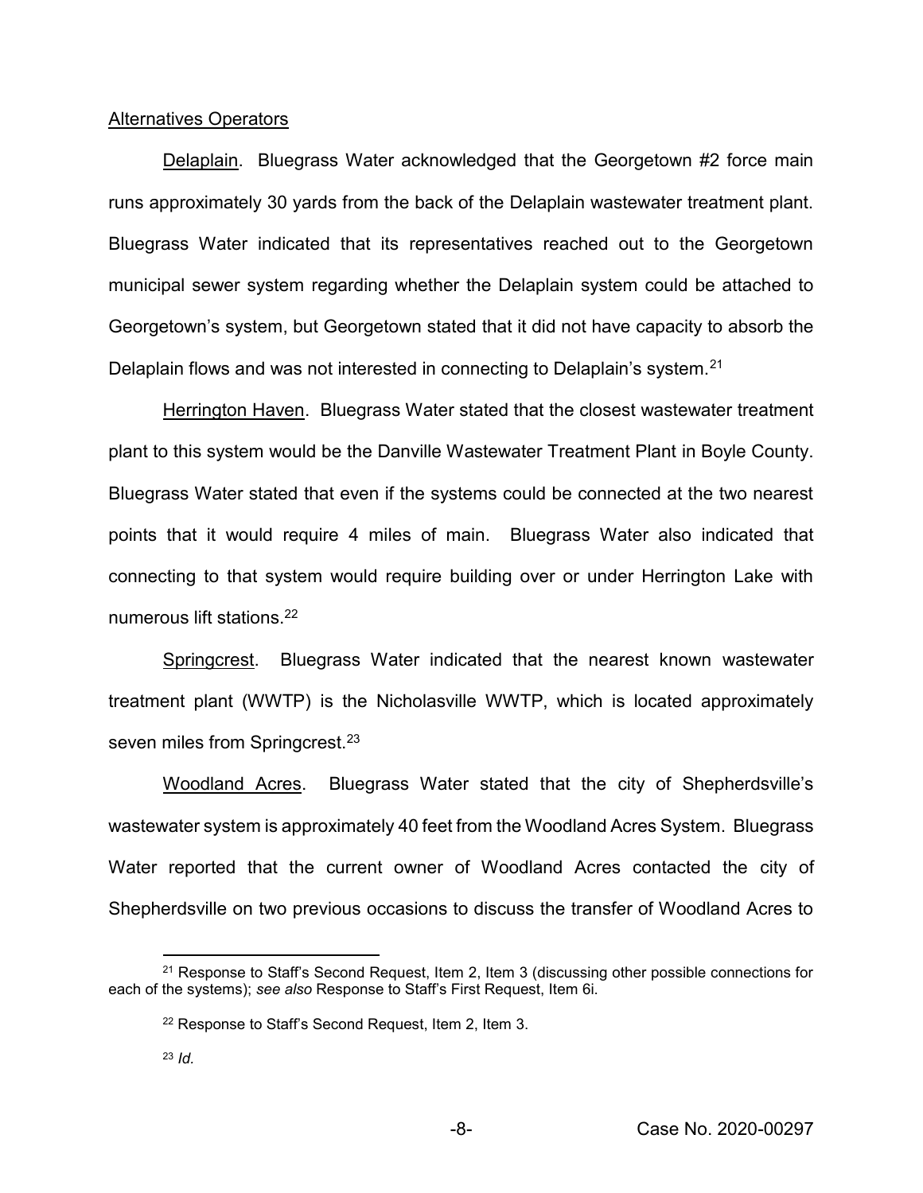Alternatives Operators

Delaplain. Bluegrass Water acknowledged that the Georgetown #2 force main runs approximately 30 yards from the back of the Delaplain wastewater treatment plant. Bluegrass Water indicated that its representatives reached out to the Georgetown municipal sewer system regarding whether the Delaplain system could be attached to Georgetown's system, but Georgetown stated that it did not have capacity to absorb the Delaplain flows and was not interested in connecting to Delaplain's system.[21]

Herrington Haven. Bluegrass Water stated that the closest wastewater treatment plant to this system would be the Danville Wastewater Treatment Plant in Boyle County. Bluegrass Water stated that even if the systems could be connected at the two nearest points that it would require 4 miles of main. Bluegrass Water also indicated that connecting to that system would require building over or under Herrington Lake with numerous lift stations.[22]

Springcrest. Bluegrass Water indicated that the nearest known wastewater treatment plant (WWTP) is the Nicholasville WWTP, which is located approximately seven miles from Springcrest.[23]

Woodland Acres. Bluegrass Water stated that the city of Shepherdsville's wastewater system is approximately 40 feet from the Woodland Acres System. Bluegrass Water reported that the current owner of Woodland Acres contacted the city of Shepherdsville on two previous occasions to discuss the transfer of Woodland Acres to

---

[21] Response to Staff's Second Request, Item 2, Item 3 (discussing other possible connections for each of the systems); *see also* Response to Staff's First Request, Item 6i.

[22] Response to Staff's Second Request, Item 2, Item 3.

[23] *Id.*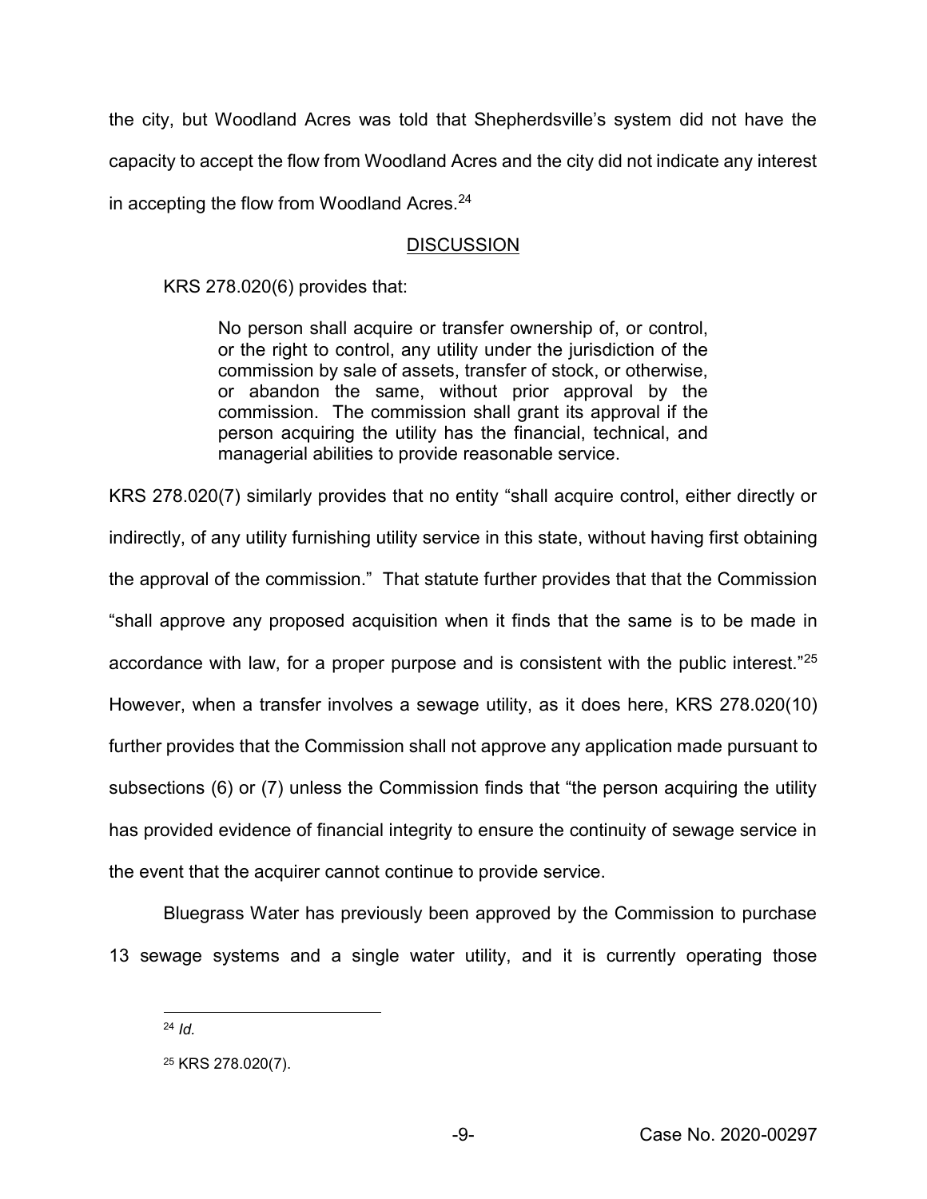the city, but Woodland Acres was told that Shepherdsville's system did not have the capacity to accept the flow from Woodland Acres and the city did not indicate any interest in accepting the flow from Woodland Acres.[24]

## DISCUSSION

KRS 278.020(6) provides that:

> No person shall acquire or transfer ownership of, or control, or the right to control, any utility under the jurisdiction of the commission by sale of assets, transfer of stock, or otherwise, or abandon the same, without prior approval by the commission. The commission shall grant its approval if the person acquiring the utility has the financial, technical, and managerial abilities to provide reasonable service.

KRS 278.020(7) similarly provides that no entity "shall acquire control, either directly or indirectly, of any utility furnishing utility service in this state, without having first obtaining the approval of the commission." That statute further provides that that the Commission "shall approve any proposed acquisition when it finds that the same is to be made in accordance with law, for a proper purpose and is consistent with the public interest."[25] However, when a transfer involves a sewage utility, as it does here, KRS 278.020(10) further provides that the Commission shall not approve any application made pursuant to subsections (6) or (7) unless the Commission finds that "the person acquiring the utility has provided evidence of financial integrity to ensure the continuity of sewage service in the event that the acquirer cannot continue to provide service.

Bluegrass Water has previously been approved by the Commission to purchase 13 sewage systems and a single water utility, and it is currently operating those

---

[24] *Id.*

[25] KRS 278.020(7).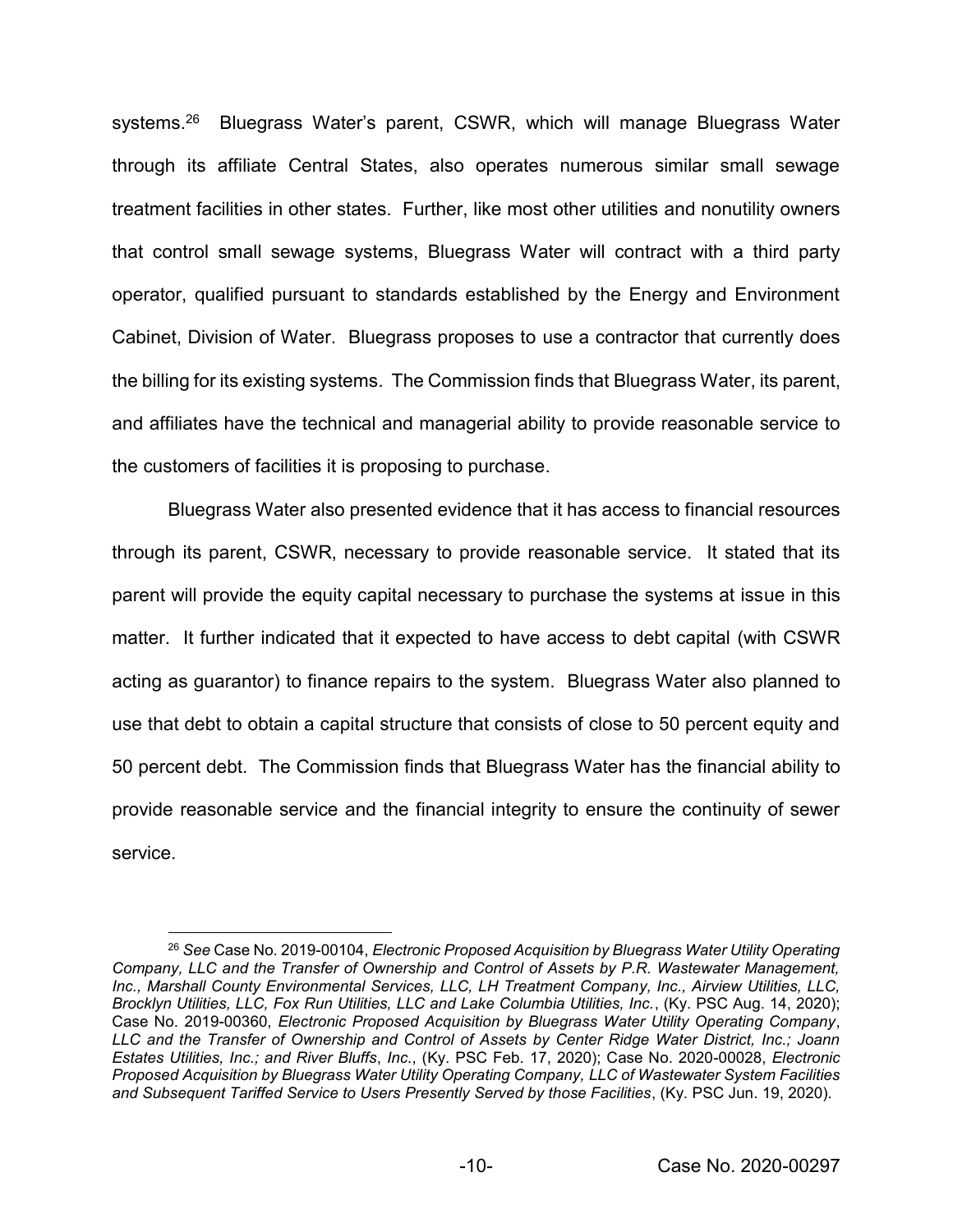systems.[26] Bluegrass Water's parent, CSWR, which will manage Bluegrass Water through its affiliate Central States, also operates numerous similar small sewage treatment facilities in other states. Further, like most other utilities and nonutility owners that control small sewage systems, Bluegrass Water will contract with a third party operator, qualified pursuant to standards established by the Energy and Environment Cabinet, Division of Water. Bluegrass proposes to use a contractor that currently does the billing for its existing systems. The Commission finds that Bluegrass Water, its parent, and affiliates have the technical and managerial ability to provide reasonable service to the customers of facilities it is proposing to purchase.

Bluegrass Water also presented evidence that it has access to financial resources through its parent, CSWR, necessary to provide reasonable service. It stated that its parent will provide the equity capital necessary to purchase the systems at issue in this matter. It further indicated that it expected to have access to debt capital (with CSWR acting as guarantor) to finance repairs to the system. Bluegrass Water also planned to use that debt to obtain a capital structure that consists of close to 50 percent equity and 50 percent debt. The Commission finds that Bluegrass Water has the financial ability to provide reasonable service and the financial integrity to ensure the continuity of sewer service.

---

[26] *See* Case No. 2019-00104, *Electronic Proposed Acquisition by Bluegrass Water Utility Operating Company, LLC and the Transfer of Ownership and Control of Assets by P.R. Wastewater Management, Inc., Marshall County Environmental Services, LLC, LH Treatment Company, Inc., Airview Utilities, LLC, Brocklyn Utilities, LLC, Fox Run Utilities, LLC and Lake Columbia Utilities, Inc.*, (Ky. PSC Aug. 14, 2020); Case No. 2019-00360, *Electronic Proposed Acquisition by Bluegrass Water Utility Operating Company, LLC and the Transfer of Ownership and Control of Assets by Center Ridge Water District, Inc.; Joann Estates Utilities, Inc.; and River Bluffs, Inc.*, (Ky. PSC Feb. 17, 2020); Case No. 2020-00028, *Electronic Proposed Acquisition by Bluegrass Water Utility Operating Company, LLC of Wastewater System Facilities and Subsequent Tariffed Service to Users Presently Served by those Facilities*, (Ky. PSC Jun. 19, 2020).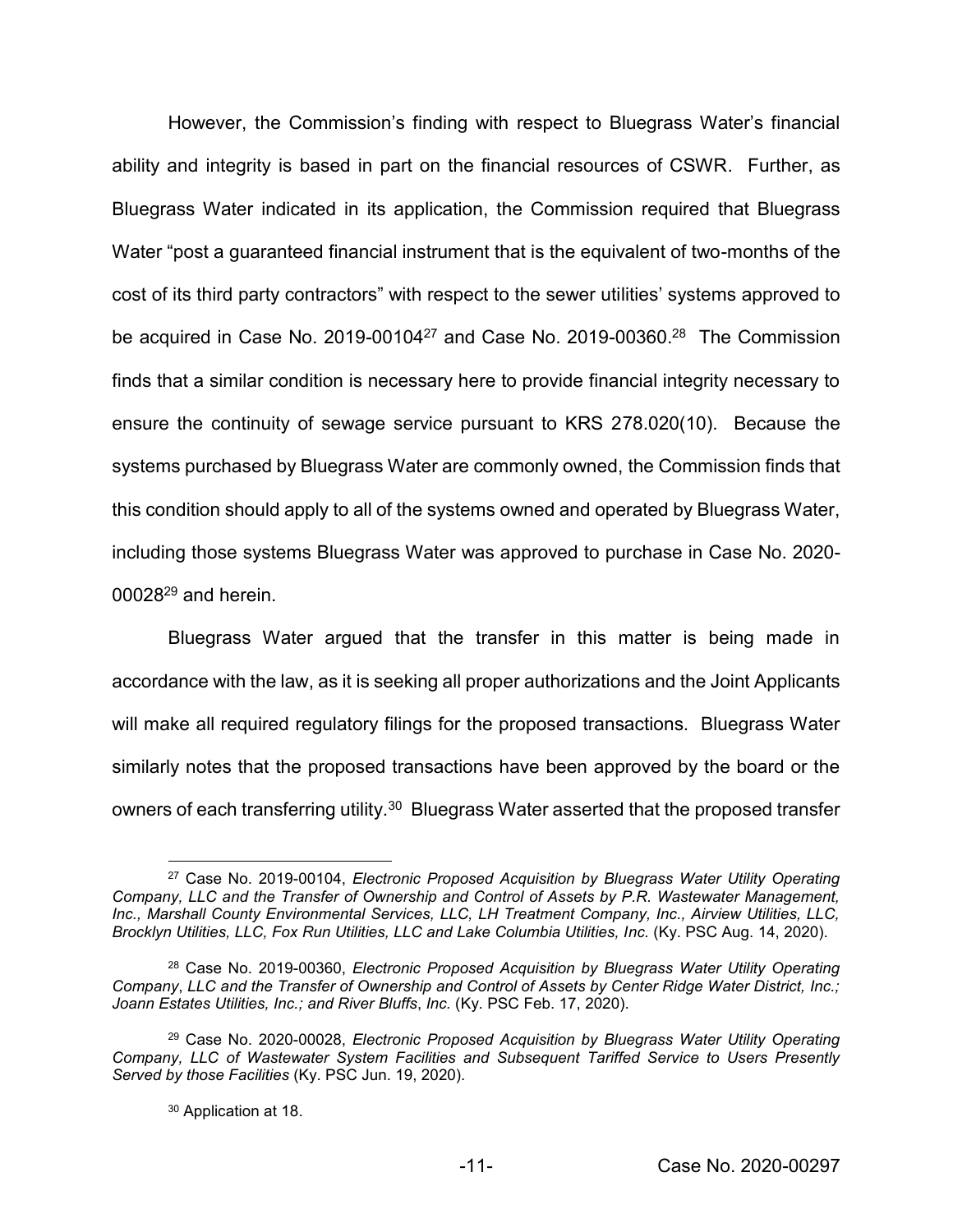However, the Commission's finding with respect to Bluegrass Water's financial ability and integrity is based in part on the financial resources of CSWR. Further, as Bluegrass Water indicated in its application, the Commission required that Bluegrass Water "post a guaranteed financial instrument that is the equivalent of two-months of the cost of its third party contractors" with respect to the sewer utilities' systems approved to be acquired in Case No. 2019-00104[27] and Case No. 2019-00360.[28] The Commission finds that a similar condition is necessary here to provide financial integrity necessary to ensure the continuity of sewage service pursuant to KRS 278.020(10). Because the systems purchased by Bluegrass Water are commonly owned, the Commission finds that this condition should apply to all of the systems owned and operated by Bluegrass Water, including those systems Bluegrass Water was approved to purchase in Case No. 2020-00028[29] and herein.

Bluegrass Water argued that the transfer in this matter is being made in accordance with the law, as it is seeking all proper authorizations and the Joint Applicants will make all required regulatory filings for the proposed transactions. Bluegrass Water similarly notes that the proposed transactions have been approved by the board or the owners of each transferring utility.[30] Bluegrass Water asserted that the proposed transfer

---

[27] Case No. 2019-00104, *Electronic Proposed Acquisition by Bluegrass Water Utility Operating Company, LLC and the Transfer of Ownership and Control of Assets by P.R. Wastewater Management, Inc., Marshall County Environmental Services, LLC, LH Treatment Company, Inc., Airview Utilities, LLC, Brocklyn Utilities, LLC, Fox Run Utilities, LLC and Lake Columbia Utilities, Inc.* (Ky. PSC Aug. 14, 2020).

[28] Case No. 2019-00360, *Electronic Proposed Acquisition by Bluegrass Water Utility Operating Company*, *LLC and the Transfer of Ownership and Control of Assets by Center Ridge Water District, Inc.; Joann Estates Utilities, Inc.; and River Bluffs*, *Inc.* (Ky. PSC Feb. 17, 2020).

[29] Case No. 2020-00028, *Electronic Proposed Acquisition by Bluegrass Water Utility Operating Company, LLC of Wastewater System Facilities and Subsequent Tariffed Service to Users Presently Served by those Facilities* (Ky. PSC Jun. 19, 2020).

[30] Application at 18.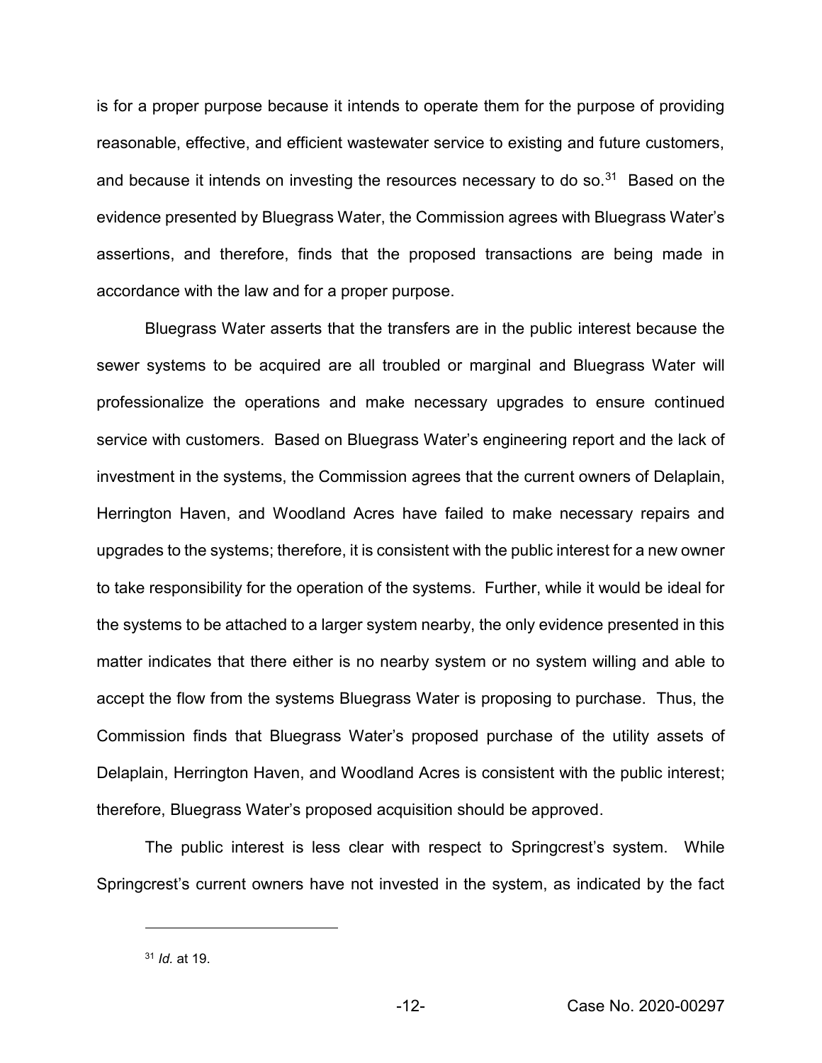is for a proper purpose because it intends to operate them for the purpose of providing reasonable, effective, and efficient wastewater service to existing and future customers, and because it intends on investing the resources necessary to do so.[31] Based on the evidence presented by Bluegrass Water, the Commission agrees with Bluegrass Water's assertions, and therefore, finds that the proposed transactions are being made in accordance with the law and for a proper purpose.

Bluegrass Water asserts that the transfers are in the public interest because the sewer systems to be acquired are all troubled or marginal and Bluegrass Water will professionalize the operations and make necessary upgrades to ensure continued service with customers. Based on Bluegrass Water's engineering report and the lack of investment in the systems, the Commission agrees that the current owners of Delaplain, Herrington Haven, and Woodland Acres have failed to make necessary repairs and upgrades to the systems; therefore, it is consistent with the public interest for a new owner to take responsibility for the operation of the systems. Further, while it would be ideal for the systems to be attached to a larger system nearby, the only evidence presented in this matter indicates that there either is no nearby system or no system willing and able to accept the flow from the systems Bluegrass Water is proposing to purchase. Thus, the Commission finds that Bluegrass Water's proposed purchase of the utility assets of Delaplain, Herrington Haven, and Woodland Acres is consistent with the public interest; therefore, Bluegrass Water's proposed acquisition should be approved.

The public interest is less clear with respect to Springcrest's system. While Springcrest's current owners have not invested in the system, as indicated by the fact

---

[31] *Id.* at 19.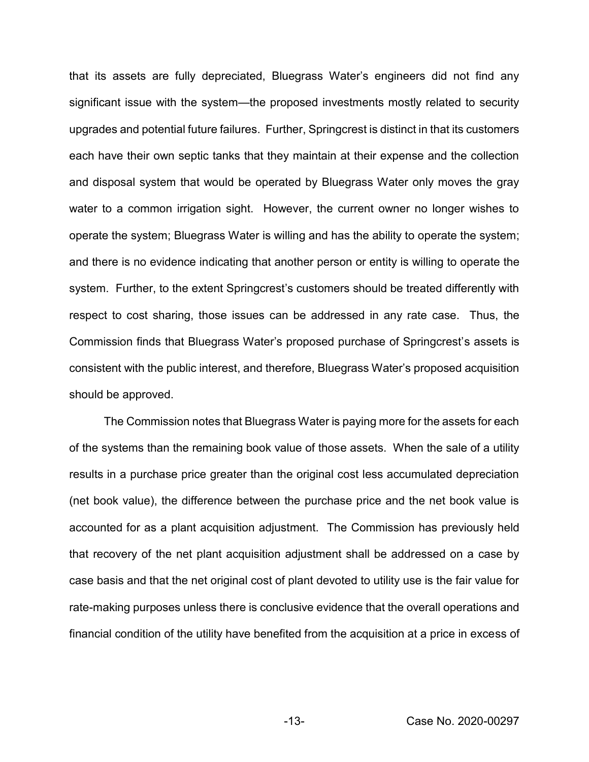that its assets are fully depreciated, Bluegrass Water's engineers did not find any significant issue with the system—the proposed investments mostly related to security upgrades and potential future failures. Further, Springcrest is distinct in that its customers each have their own septic tanks that they maintain at their expense and the collection and disposal system that would be operated by Bluegrass Water only moves the gray water to a common irrigation sight. However, the current owner no longer wishes to operate the system; Bluegrass Water is willing and has the ability to operate the system; and there is no evidence indicating that another person or entity is willing to operate the system. Further, to the extent Springcrest's customers should be treated differently with respect to cost sharing, those issues can be addressed in any rate case. Thus, the Commission finds that Bluegrass Water's proposed purchase of Springcrest's assets is consistent with the public interest, and therefore, Bluegrass Water's proposed acquisition should be approved.

The Commission notes that Bluegrass Water is paying more for the assets for each of the systems than the remaining book value of those assets. When the sale of a utility results in a purchase price greater than the original cost less accumulated depreciation (net book value), the difference between the purchase price and the net book value is accounted for as a plant acquisition adjustment. The Commission has previously held that recovery of the net plant acquisition adjustment shall be addressed on a case by case basis and that the net original cost of plant devoted to utility use is the fair value for rate-making purposes unless there is conclusive evidence that the overall operations and financial condition of the utility have benefited from the acquisition at a price in excess of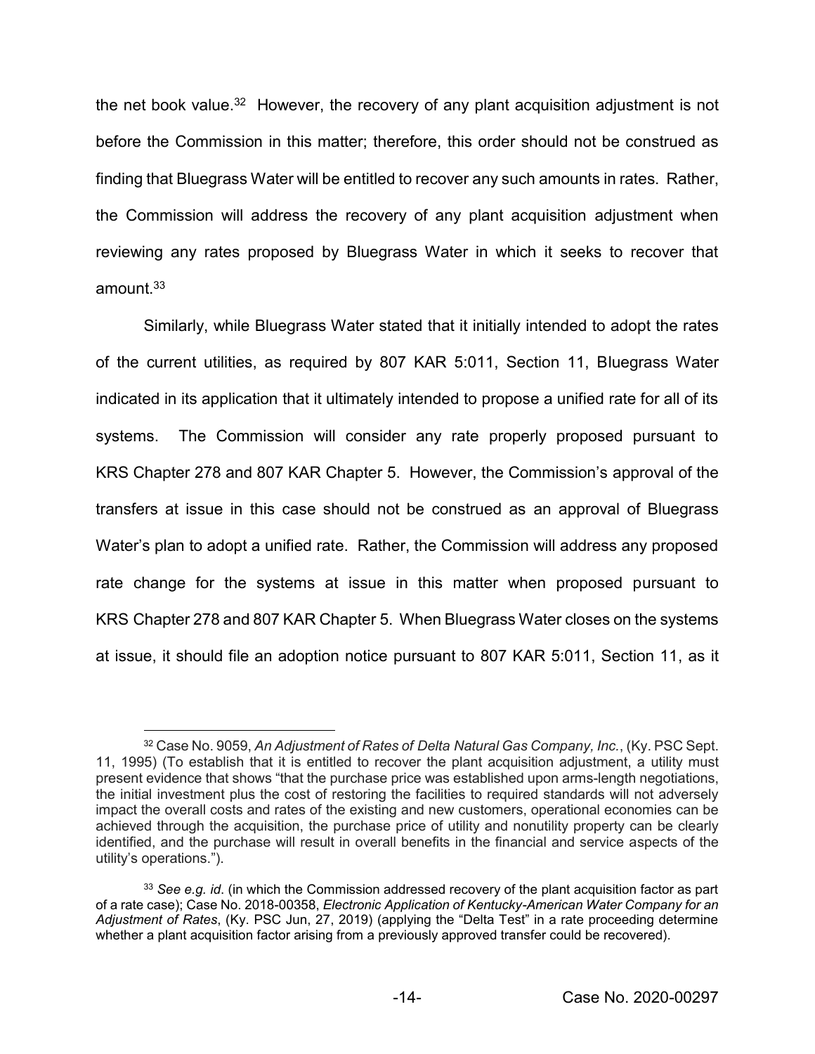the net book value.[32] However, the recovery of any plant acquisition adjustment is not before the Commission in this matter; therefore, this order should not be construed as finding that Bluegrass Water will be entitled to recover any such amounts in rates. Rather, the Commission will address the recovery of any plant acquisition adjustment when reviewing any rates proposed by Bluegrass Water in which it seeks to recover that amount.[33]

Similarly, while Bluegrass Water stated that it initially intended to adopt the rates of the current utilities, as required by 807 KAR 5:011, Section 11, Bluegrass Water indicated in its application that it ultimately intended to propose a unified rate for all of its systems. The Commission will consider any rate properly proposed pursuant to KRS Chapter 278 and 807 KAR Chapter 5. However, the Commission's approval of the transfers at issue in this case should not be construed as an approval of Bluegrass Water's plan to adopt a unified rate. Rather, the Commission will address any proposed rate change for the systems at issue in this matter when proposed pursuant to KRS Chapter 278 and 807 KAR Chapter 5. When Bluegrass Water closes on the systems at issue, it should file an adoption notice pursuant to 807 KAR 5:011, Section 11, as it

---

[32] Case No. 9059, *An Adjustment of Rates of Delta Natural Gas Company, Inc.*, (Ky. PSC Sept. 11, 1995) (To establish that it is entitled to recover the plant acquisition adjustment, a utility must present evidence that shows "that the purchase price was established upon arms-length negotiations, the initial investment plus the cost of restoring the facilities to required standards will not adversely impact the overall costs and rates of the existing and new customers, operational economies can be achieved through the acquisition, the purchase price of utility and nonutility property can be clearly identified, and the purchase will result in overall benefits in the financial and service aspects of the utility's operations.").

[33] *See e.g. id*. (in which the Commission addressed recovery of the plant acquisition factor as part of a rate case); Case No. 2018-00358, *Electronic Application of Kentucky-American Water Company for an Adjustment of Rates*, (Ky. PSC Jun, 27, 2019) (applying the "Delta Test" in a rate proceeding determine whether a plant acquisition factor arising from a previously approved transfer could be recovered).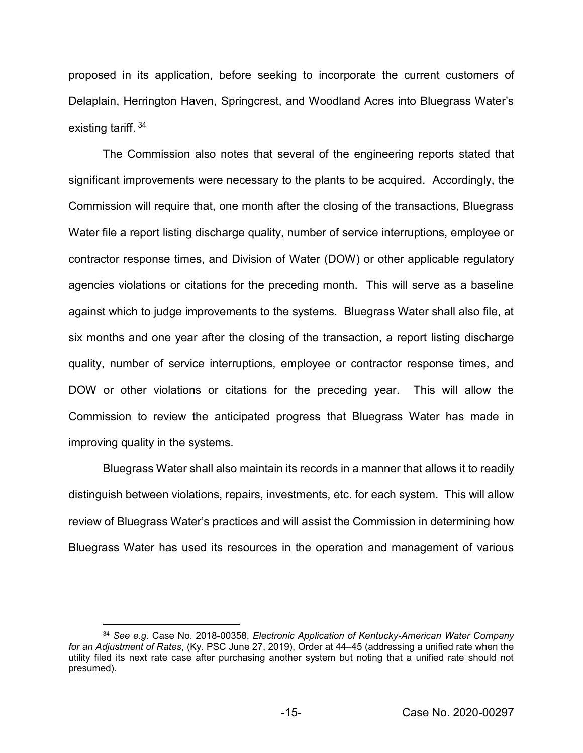proposed in its application, before seeking to incorporate the current customers of Delaplain, Herrington Haven, Springcrest, and Woodland Acres into Bluegrass Water's existing tariff. [34]

The Commission also notes that several of the engineering reports stated that significant improvements were necessary to the plants to be acquired. Accordingly, the Commission will require that, one month after the closing of the transactions, Bluegrass Water file a report listing discharge quality, number of service interruptions, employee or contractor response times, and Division of Water (DOW) or other applicable regulatory agencies violations or citations for the preceding month. This will serve as a baseline against which to judge improvements to the systems. Bluegrass Water shall also file, at six months and one year after the closing of the transaction, a report listing discharge quality, number of service interruptions, employee or contractor response times, and DOW or other violations or citations for the preceding year. This will allow the Commission to review the anticipated progress that Bluegrass Water has made in improving quality in the systems.

Bluegrass Water shall also maintain its records in a manner that allows it to readily distinguish between violations, repairs, investments, etc. for each system. This will allow review of Bluegrass Water's practices and will assist the Commission in determining how Bluegrass Water has used its resources in the operation and management of various

---

[34] *See e.g.* Case No. 2018-00358, *Electronic Application of Kentucky-American Water Company for an Adjustment of Rates*, (Ky. PSC June 27, 2019), Order at 44–45 (addressing a unified rate when the utility filed its next rate case after purchasing another system but noting that a unified rate should not presumed).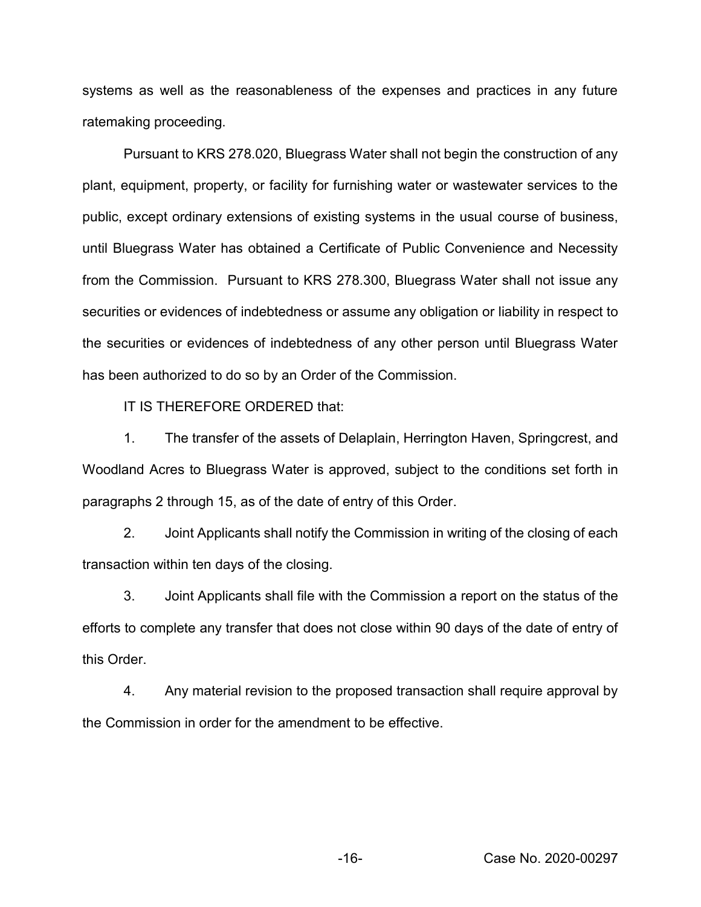systems as well as the reasonableness of the expenses and practices in any future ratemaking proceeding.

Pursuant to KRS 278.020, Bluegrass Water shall not begin the construction of any plant, equipment, property, or facility for furnishing water or wastewater services to the public, except ordinary extensions of existing systems in the usual course of business, until Bluegrass Water has obtained a Certificate of Public Convenience and Necessity from the Commission. Pursuant to KRS 278.300, Bluegrass Water shall not issue any securities or evidences of indebtedness or assume any obligation or liability in respect to the securities or evidences of indebtedness of any other person until Bluegrass Water has been authorized to do so by an Order of the Commission.

IT IS THEREFORE ORDERED that:

1. The transfer of the assets of Delaplain, Herrington Haven, Springcrest, and Woodland Acres to Bluegrass Water is approved, subject to the conditions set forth in paragraphs 2 through 15, as of the date of entry of this Order.

2. Joint Applicants shall notify the Commission in writing of the closing of each transaction within ten days of the closing.

3. Joint Applicants shall file with the Commission a report on the status of the efforts to complete any transfer that does not close within 90 days of the date of entry of this Order.

4. Any material revision to the proposed transaction shall require approval by the Commission in order for the amendment to be effective.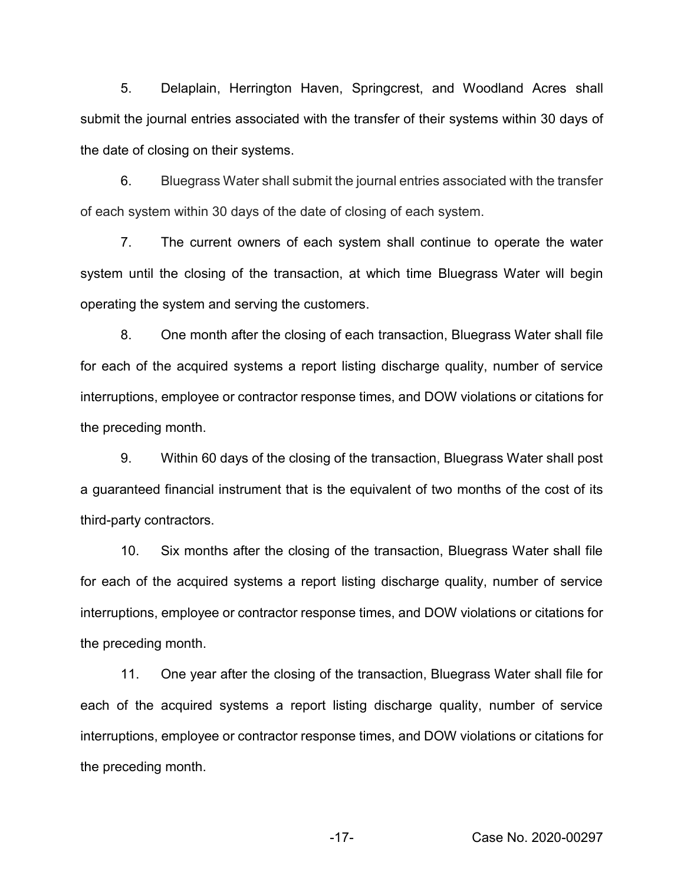5. Delaplain, Herrington Haven, Springcrest, and Woodland Acres shall submit the journal entries associated with the transfer of their systems within 30 days of the date of closing on their systems.

6. Bluegrass Water shall submit the journal entries associated with the transfer of each system within 30 days of the date of closing of each system.

7. The current owners of each system shall continue to operate the water system until the closing of the transaction, at which time Bluegrass Water will begin operating the system and serving the customers.

8. One month after the closing of each transaction, Bluegrass Water shall file for each of the acquired systems a report listing discharge quality, number of service interruptions, employee or contractor response times, and DOW violations or citations for the preceding month.

9. Within 60 days of the closing of the transaction, Bluegrass Water shall post a guaranteed financial instrument that is the equivalent of two months of the cost of its third-party contractors.

10. Six months after the closing of the transaction, Bluegrass Water shall file for each of the acquired systems a report listing discharge quality, number of service interruptions, employee or contractor response times, and DOW violations or citations for the preceding month.

11. One year after the closing of the transaction, Bluegrass Water shall file for each of the acquired systems a report listing discharge quality, number of service interruptions, employee or contractor response times, and DOW violations or citations for the preceding month.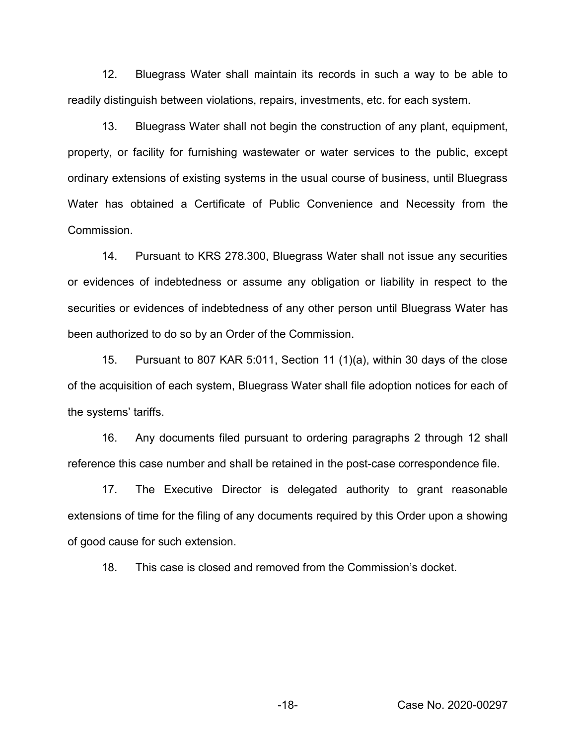12. Bluegrass Water shall maintain its records in such a way to be able to readily distinguish between violations, repairs, investments, etc. for each system.

13. Bluegrass Water shall not begin the construction of any plant, equipment, property, or facility for furnishing wastewater or water services to the public, except ordinary extensions of existing systems in the usual course of business, until Bluegrass Water has obtained a Certificate of Public Convenience and Necessity from the Commission.

14. Pursuant to KRS 278.300, Bluegrass Water shall not issue any securities or evidences of indebtedness or assume any obligation or liability in respect to the securities or evidences of indebtedness of any other person until Bluegrass Water has been authorized to do so by an Order of the Commission.

15. Pursuant to 807 KAR 5:011, Section 11 (1)(a), within 30 days of the close of the acquisition of each system, Bluegrass Water shall file adoption notices for each of the systems' tariffs.

16. Any documents filed pursuant to ordering paragraphs 2 through 12 shall reference this case number and shall be retained in the post-case correspondence file.

17. The Executive Director is delegated authority to grant reasonable extensions of time for the filing of any documents required by this Order upon a showing of good cause for such extension.

18. This case is closed and removed from the Commission's docket.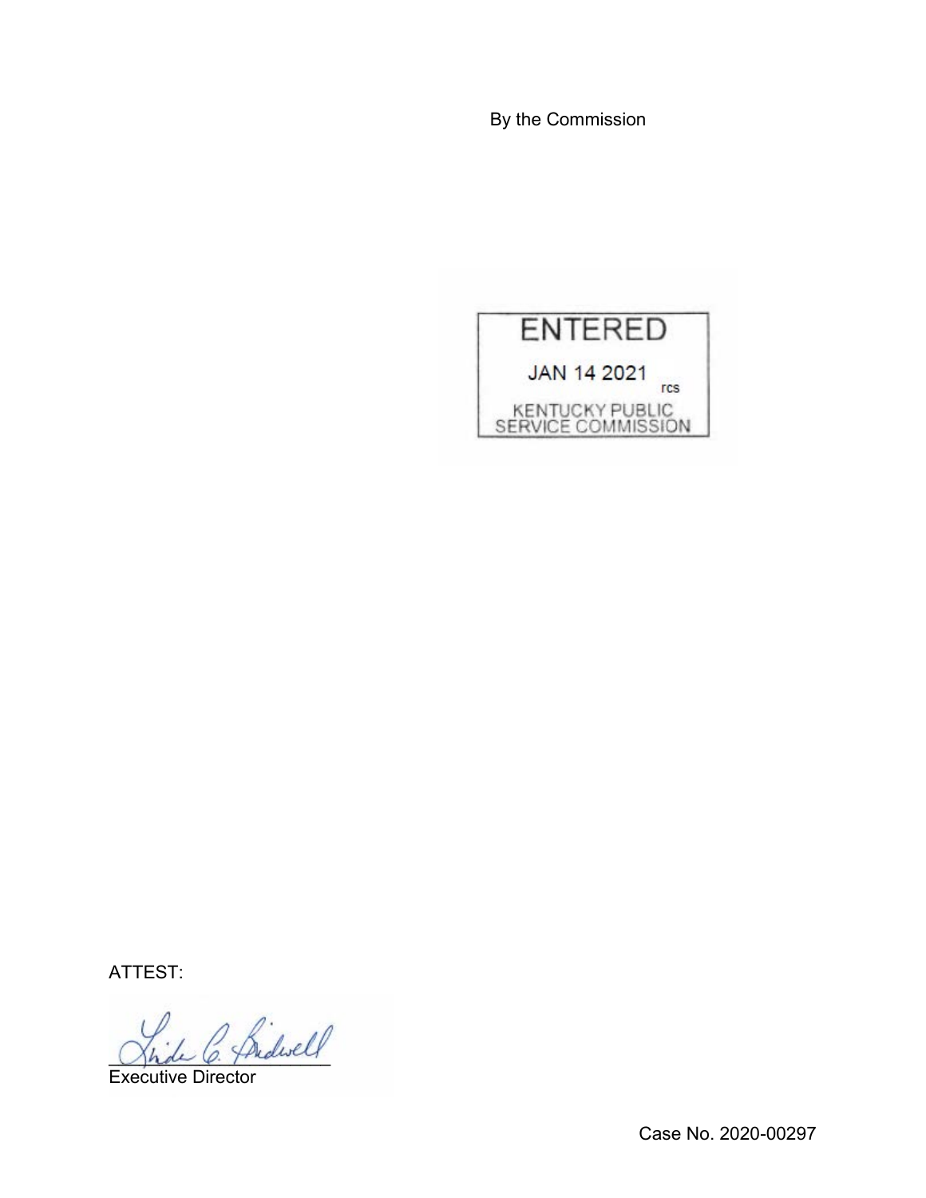By the Commission

ENTERED

JAN 14 2021

rcs

KENTUCKY PUBLIC SERVICE COMMISSION

ATTEST:

Executive Director

Case No. 2020-00297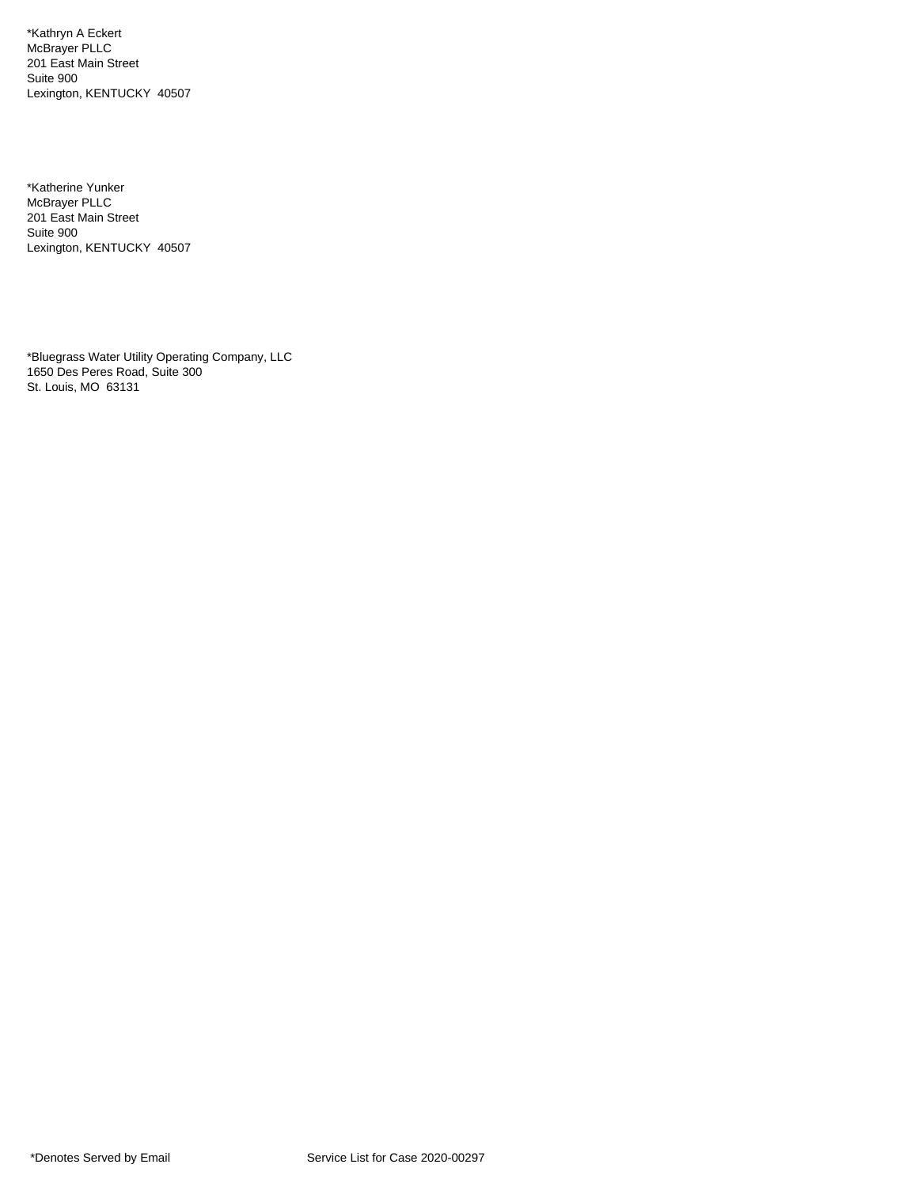*Kathryn A Eckert
McBrayer PLLC
201 East Main Street
Suite 900
Lexington, KENTUCKY  40507

*Katherine Yunker
McBrayer PLLC
201 East Main Street
Suite 900
Lexington, KENTUCKY  40507

*Bluegrass Water Utility Operating Company, LLC
1650 Des Peres Road, Suite 300
St. Louis, MO  63131

*Denotes Served by Email

Service List for Case 2020-00297